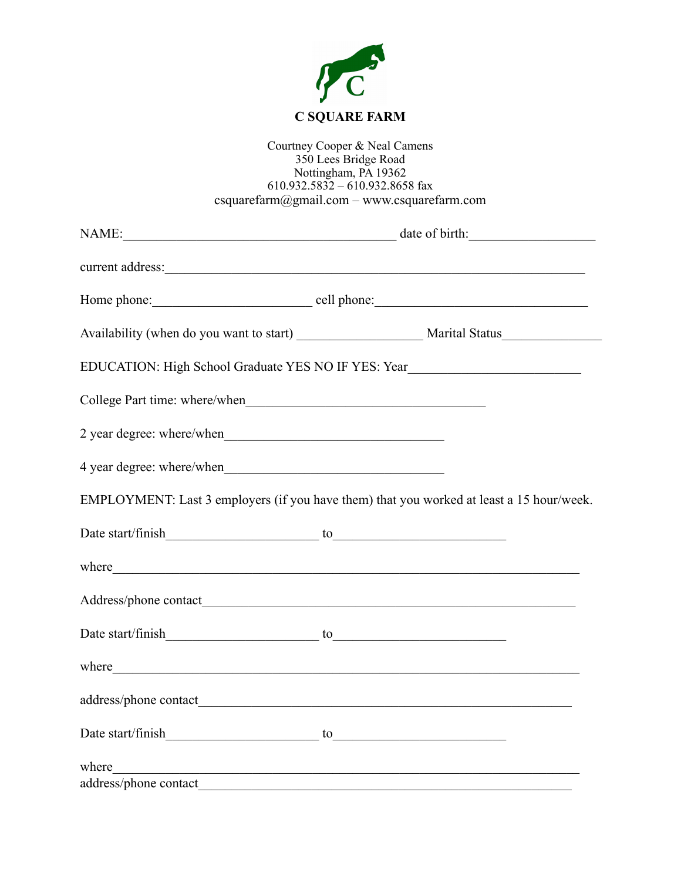# C SQUARE FARM

Courtney Cooper & Neal Camens
350 Lees Bridge Road
Nottingham, PA 19362
610.932.5832 – 610.932.8658 fax
csquarefarm@gmail.com – www.csquarefarm.com

NAME:_________________________________________ date of birth:__________________

current address:_______________________________________________________________

Home phone:________________________ cell phone:________________________________

Availability (when do you want to start) __________________ Marital Status______________

EDUCATION: High School Graduate YES NO IF YES: Year_________________________

College Part time: where/when____________________________________

2 year degree: where/when_________________________________

4 year degree: where/when_________________________________

EMPLOYMENT: Last 3 employers (if you have them) that you worked at least a 15 hour/week.

Date start/finish______________________ to__________________________

where_______________________________________________________________________

Address/phone contact_________________________________________________________

Date start/finish______________________ to__________________________

where_______________________________________________________________________

address/phone contact_________________________________________________________

Date start/finish______________________ to__________________________

where_______________________________________________________________________

address/phone contact_________________________________________________________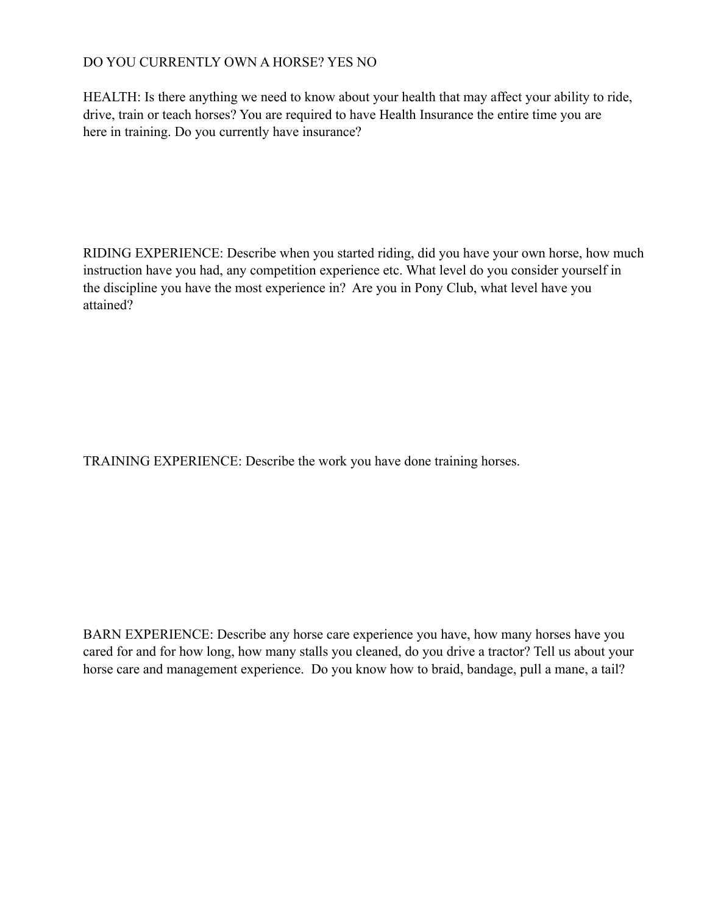DO YOU CURRENTLY OWN A HORSE? YES NO

HEALTH: Is there anything we need to know about your health that may affect your ability to ride, drive, train or teach horses? You are required to have Health Insurance the entire time you are here in training. Do you currently have insurance?

RIDING EXPERIENCE: Describe when you started riding, did you have your own horse, how much instruction have you had, any competition experience etc. What level do you consider yourself in the discipline you have the most experience in? Are you in Pony Club, what level have you attained?

TRAINING EXPERIENCE: Describe the work you have done training horses.

BARN EXPERIENCE: Describe any horse care experience you have, how many horses have you cared for and for how long, how many stalls you cleaned, do you drive a tractor? Tell us about your horse care and management experience. Do you know how to braid, bandage, pull a mane, a tail?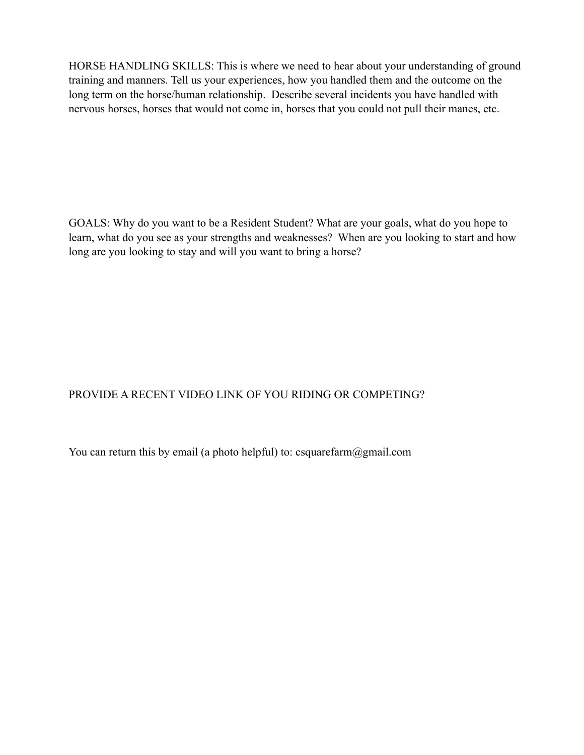HORSE HANDLING SKILLS: This is where we need to hear about your understanding of ground training and manners. Tell us your experiences, how you handled them and the outcome on the long term on the horse/human relationship. Describe several incidents you have handled with nervous horses, horses that would not come in, horses that you could not pull their manes, etc.

GOALS: Why do you want to be a Resident Student? What are your goals, what do you hope to learn, what do you see as your strengths and weaknesses? When are you looking to start and how long are you looking to stay and will you want to bring a horse?

PROVIDE A RECENT VIDEO LINK OF YOU RIDING OR COMPETING?

You can return this by email (a photo helpful) to: csquarefarm@gmail.com